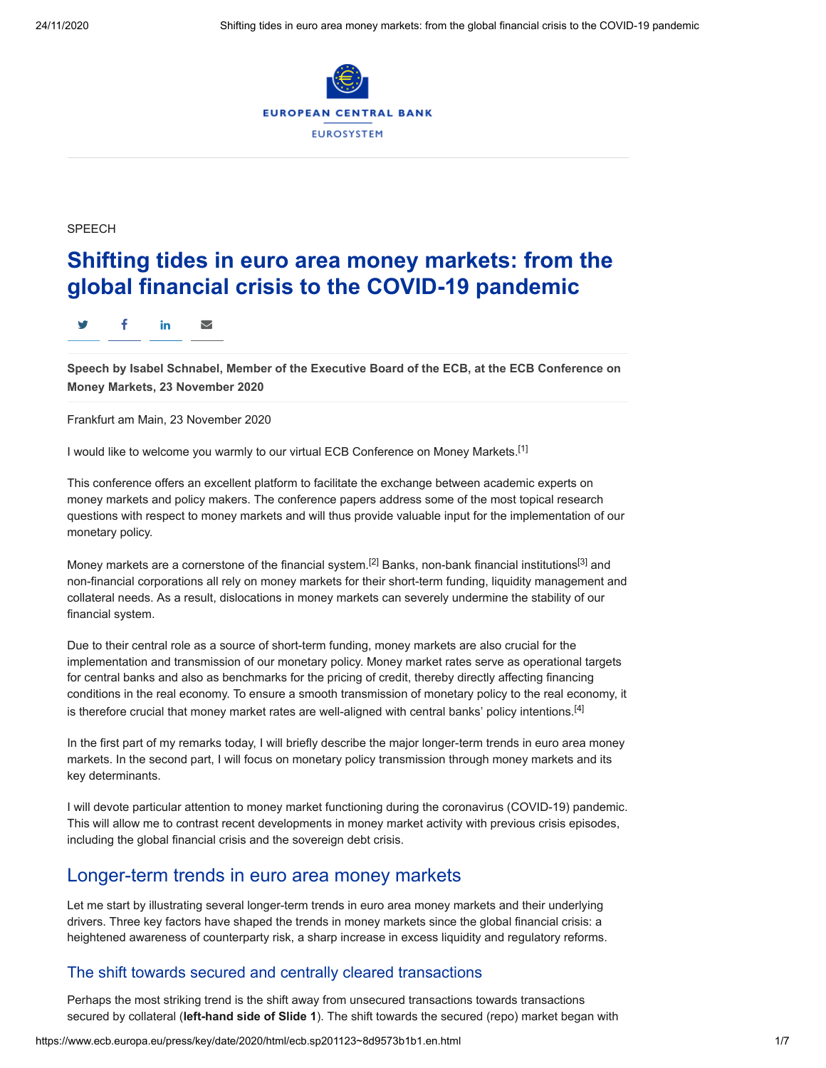SPEECH

# Shifting tides in euro area money markets: from the global financial crisis to the COVID-19 pandemic

**Speech by Isabel Schnabel, Member of the Executive Board of the ECB, at the ECB Conference on Money Markets, 23 November 2020**

Frankfurt am Main, 23 November 2020

I would like to welcome you warmly to our virtual ECB Conference on Money Markets.[1]

This conference offers an excellent platform to facilitate the exchange between academic experts on money markets and policy makers. The conference papers address some of the most topical research questions with respect to money markets and will thus provide valuable input for the implementation of our monetary policy.

Money markets are a cornerstone of the financial system.[2] Banks, non-bank financial institutions[3] and non-financial corporations all rely on money markets for their short-term funding, liquidity management and collateral needs. As a result, dislocations in money markets can severely undermine the stability of our financial system.

Due to their central role as a source of short-term funding, money markets are also crucial for the implementation and transmission of our monetary policy. Money market rates serve as operational targets for central banks and also as benchmarks for the pricing of credit, thereby directly affecting financing conditions in the real economy. To ensure a smooth transmission of monetary policy to the real economy, it is therefore crucial that money market rates are well-aligned with central banks' policy intentions.[4]

In the first part of my remarks today, I will briefly describe the major longer-term trends in euro area money markets. In the second part, I will focus on monetary policy transmission through money markets and its key determinants.

I will devote particular attention to money market functioning during the coronavirus (COVID-19) pandemic. This will allow me to contrast recent developments in money market activity with previous crisis episodes, including the global financial crisis and the sovereign debt crisis.

## Longer-term trends in euro area money markets

Let me start by illustrating several longer-term trends in euro area money markets and their underlying drivers. Three key factors have shaped the trends in money markets since the global financial crisis: a heightened awareness of counterparty risk, a sharp increase in excess liquidity and regulatory reforms.

### The shift towards secured and centrally cleared transactions

Perhaps the most striking trend is the shift away from unsecured transactions towards transactions secured by collateral (**left-hand side of Slide 1**). The shift towards the secured (repo) market began with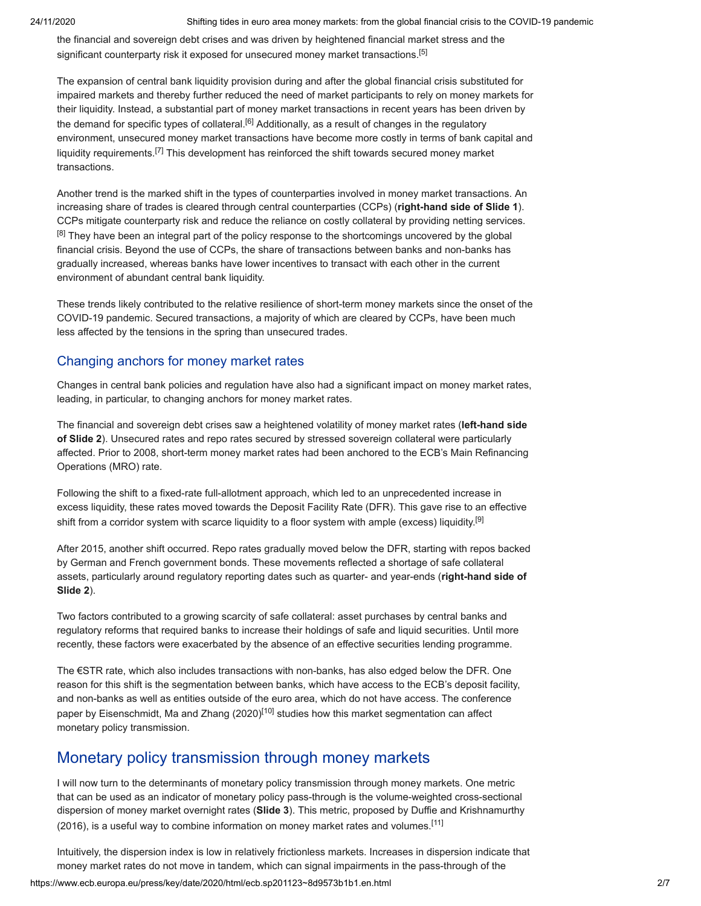the financial and sovereign debt crises and was driven by heightened financial market stress and the significant counterparty risk it exposed for unsecured money market transactions.[5]

The expansion of central bank liquidity provision during and after the global financial crisis substituted for impaired markets and thereby further reduced the need of market participants to rely on money markets for their liquidity. Instead, a substantial part of money market transactions in recent years has been driven by the demand for specific types of collateral.[6] Additionally, as a result of changes in the regulatory environment, unsecured money market transactions have become more costly in terms of bank capital and liquidity requirements.[7] This development has reinforced the shift towards secured money market transactions.

Another trend is the marked shift in the types of counterparties involved in money market transactions. An increasing share of trades is cleared through central counterparties (CCPs) (**right-hand side of Slide 1**). CCPs mitigate counterparty risk and reduce the reliance on costly collateral by providing netting services.[8] They have been an integral part of the policy response to the shortcomings uncovered by the global financial crisis. Beyond the use of CCPs, the share of transactions between banks and non-banks has gradually increased, whereas banks have lower incentives to transact with each other in the current environment of abundant central bank liquidity.

These trends likely contributed to the relative resilience of short-term money markets since the onset of the COVID-19 pandemic. Secured transactions, a majority of which are cleared by CCPs, have been much less affected by the tensions in the spring than unsecured trades.

### Changing anchors for money market rates

Changes in central bank policies and regulation have also had a significant impact on money market rates, leading, in particular, to changing anchors for money market rates.

The financial and sovereign debt crises saw a heightened volatility of money market rates (**left-hand side of Slide 2**). Unsecured rates and repo rates secured by stressed sovereign collateral were particularly affected. Prior to 2008, short-term money market rates had been anchored to the ECB's Main Refinancing Operations (MRO) rate.

Following the shift to a fixed-rate full-allotment approach, which led to an unprecedented increase in excess liquidity, these rates moved towards the Deposit Facility Rate (DFR). This gave rise to an effective shift from a corridor system with scarce liquidity to a floor system with ample (excess) liquidity.[9]

After 2015, another shift occurred. Repo rates gradually moved below the DFR, starting with repos backed by German and French government bonds. These movements reflected a shortage of safe collateral assets, particularly around regulatory reporting dates such as quarter- and year-ends (**right-hand side of Slide 2**).

Two factors contributed to a growing scarcity of safe collateral: asset purchases by central banks and regulatory reforms that required banks to increase their holdings of safe and liquid securities. Until more recently, these factors were exacerbated by the absence of an effective securities lending programme.

The €STR rate, which also includes transactions with non-banks, has also edged below the DFR. One reason for this shift is the segmentation between banks, which have access to the ECB's deposit facility, and non-banks as well as entities outside of the euro area, which do not have access. The conference paper by Eisenschmidt, Ma and Zhang (2020)[10] studies how this market segmentation can affect monetary policy transmission.

## Monetary policy transmission through money markets

I will now turn to the determinants of monetary policy transmission through money markets. One metric that can be used as an indicator of monetary policy pass-through is the volume-weighted cross-sectional dispersion of money market overnight rates (**Slide 3**). This metric, proposed by Duffie and Krishnamurthy (2016), is a useful way to combine information on money market rates and volumes.[11]

Intuitively, the dispersion index is low in relatively frictionless markets. Increases in dispersion indicate that money market rates do not move in tandem, which can signal impairments in the pass-through of the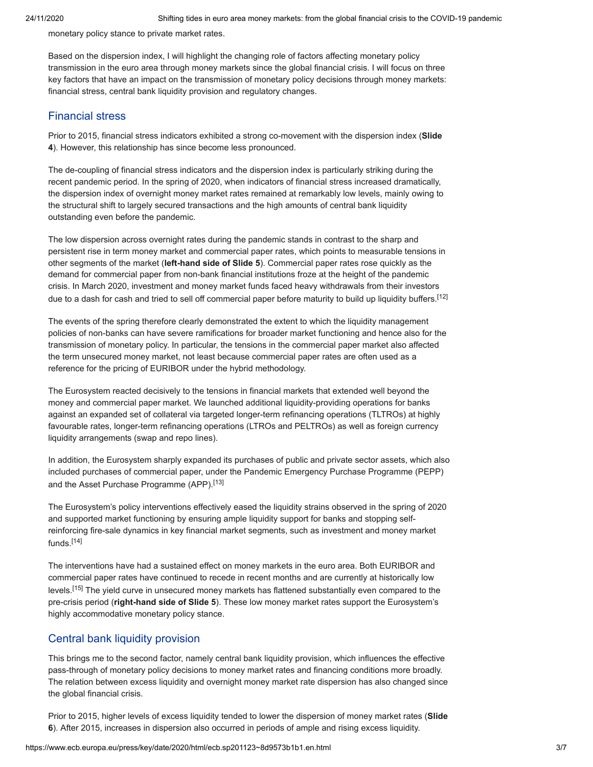monetary policy stance to private market rates.

Based on the dispersion index, I will highlight the changing role of factors affecting monetary policy transmission in the euro area through money markets since the global financial crisis. I will focus on three key factors that have an impact on the transmission of monetary policy decisions through money markets: financial stress, central bank liquidity provision and regulatory changes.

## Financial stress

Prior to 2015, financial stress indicators exhibited a strong co-movement with the dispersion index (**Slide 4**). However, this relationship has since become less pronounced.

The de-coupling of financial stress indicators and the dispersion index is particularly striking during the recent pandemic period. In the spring of 2020, when indicators of financial stress increased dramatically, the dispersion index of overnight money market rates remained at remarkably low levels, mainly owing to the structural shift to largely secured transactions and the high amounts of central bank liquidity outstanding even before the pandemic.

The low dispersion across overnight rates during the pandemic stands in contrast to the sharp and persistent rise in term money market and commercial paper rates, which points to measurable tensions in other segments of the market (**left-hand side of Slide 5**). Commercial paper rates rose quickly as the demand for commercial paper from non-bank financial institutions froze at the height of the pandemic crisis. In March 2020, investment and money market funds faced heavy withdrawals from their investors due to a dash for cash and tried to sell off commercial paper before maturity to build up liquidity buffers.[12]

The events of the spring therefore clearly demonstrated the extent to which the liquidity management policies of non-banks can have severe ramifications for broader market functioning and hence also for the transmission of monetary policy. In particular, the tensions in the commercial paper market also affected the term unsecured money market, not least because commercial paper rates are often used as a reference for the pricing of EURIBOR under the hybrid methodology.

The Eurosystem reacted decisively to the tensions in financial markets that extended well beyond the money and commercial paper market. We launched additional liquidity-providing operations for banks against an expanded set of collateral via targeted longer-term refinancing operations (TLTROs) at highly favourable rates, longer-term refinancing operations (LTROs and PELTROs) as well as foreign currency liquidity arrangements (swap and repo lines).

In addition, the Eurosystem sharply expanded its purchases of public and private sector assets, which also included purchases of commercial paper, under the Pandemic Emergency Purchase Programme (PEPP) and the Asset Purchase Programme (APP).[13]

The Eurosystem's policy interventions effectively eased the liquidity strains observed in the spring of 2020 and supported market functioning by ensuring ample liquidity support for banks and stopping self-reinforcing fire-sale dynamics in key financial market segments, such as investment and money market funds.[14]

The interventions have had a sustained effect on money markets in the euro area. Both EURIBOR and commercial paper rates have continued to recede in recent months and are currently at historically low levels.[15] The yield curve in unsecured money markets has flattened substantially even compared to the pre-crisis period (**right-hand side of Slide 5**). These low money market rates support the Eurosystem's highly accommodative monetary policy stance.

## Central bank liquidity provision

This brings me to the second factor, namely central bank liquidity provision, which influences the effective pass-through of monetary policy decisions to money market rates and financing conditions more broadly. The relation between excess liquidity and overnight money market rate dispersion has also changed since the global financial crisis.

Prior to 2015, higher levels of excess liquidity tended to lower the dispersion of money market rates (**Slide 6**). After 2015, increases in dispersion also occurred in periods of ample and rising excess liquidity.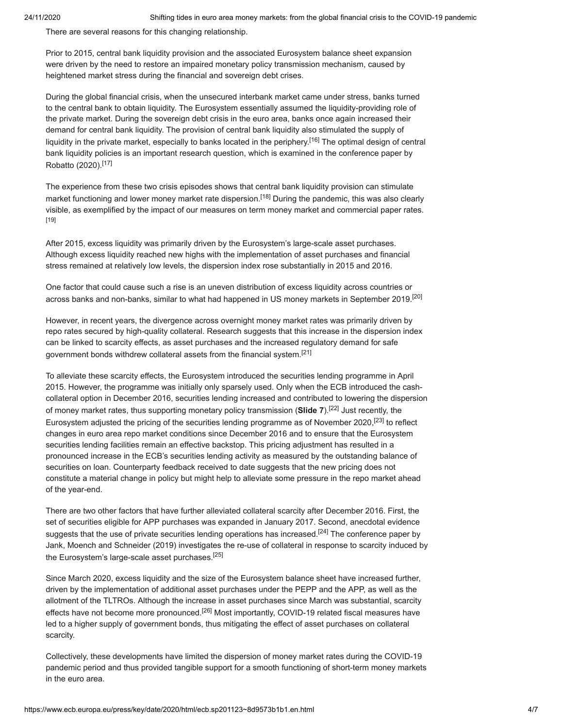There are several reasons for this changing relationship.

Prior to 2015, central bank liquidity provision and the associated Eurosystem balance sheet expansion were driven by the need to restore an impaired monetary policy transmission mechanism, caused by heightened market stress during the financial and sovereign debt crises.

During the global financial crisis, when the unsecured interbank market came under stress, banks turned to the central bank to obtain liquidity. The Eurosystem essentially assumed the liquidity-providing role of the private market. During the sovereign debt crisis in the euro area, banks once again increased their demand for central bank liquidity. The provision of central bank liquidity also stimulated the supply of liquidity in the private market, especially to banks located in the periphery.[16] The optimal design of central bank liquidity policies is an important research question, which is examined in the conference paper by Robatto (2020).[17]

The experience from these two crisis episodes shows that central bank liquidity provision can stimulate market functioning and lower money market rate dispersion.[18] During the pandemic, this was also clearly visible, as exemplified by the impact of our measures on term money market and commercial paper rates.[19]

After 2015, excess liquidity was primarily driven by the Eurosystem's large-scale asset purchases. Although excess liquidity reached new highs with the implementation of asset purchases and financial stress remained at relatively low levels, the dispersion index rose substantially in 2015 and 2016.

One factor that could cause such a rise is an uneven distribution of excess liquidity across countries or across banks and non-banks, similar to what had happened in US money markets in September 2019.[20]

However, in recent years, the divergence across overnight money market rates was primarily driven by repo rates secured by high-quality collateral. Research suggests that this increase in the dispersion index can be linked to scarcity effects, as asset purchases and the increased regulatory demand for safe government bonds withdrew collateral assets from the financial system.[21]

To alleviate these scarcity effects, the Eurosystem introduced the securities lending programme in April 2015. However, the programme was initially only sparsely used. Only when the ECB introduced the cash-collateral option in December 2016, securities lending increased and contributed to lowering the dispersion of money market rates, thus supporting monetary policy transmission (**Slide 7**).[22] Just recently, the Eurosystem adjusted the pricing of the securities lending programme as of November 2020,[23] to reflect changes in euro area repo market conditions since December 2016 and to ensure that the Eurosystem securities lending facilities remain an effective backstop. This pricing adjustment has resulted in a pronounced increase in the ECB's securities lending activity as measured by the outstanding balance of securities on loan. Counterparty feedback received to date suggests that the new pricing does not constitute a material change in policy but might help to alleviate some pressure in the repo market ahead of the year-end.

There are two other factors that have further alleviated collateral scarcity after December 2016. First, the set of securities eligible for APP purchases was expanded in January 2017. Second, anecdotal evidence suggests that the use of private securities lending operations has increased.[24] The conference paper by Jank, Moench and Schneider (2019) investigates the re-use of collateral in response to scarcity induced by the Eurosystem's large-scale asset purchases.[25]

Since March 2020, excess liquidity and the size of the Eurosystem balance sheet have increased further, driven by the implementation of additional asset purchases under the PEPP and the APP, as well as the allotment of the TLTROs. Although the increase in asset purchases since March was substantial, scarcity effects have not become more pronounced.[26] Most importantly, COVID-19 related fiscal measures have led to a higher supply of government bonds, thus mitigating the effect of asset purchases on collateral scarcity.

Collectively, these developments have limited the dispersion of money market rates during the COVID-19 pandemic period and thus provided tangible support for a smooth functioning of short-term money markets in the euro area.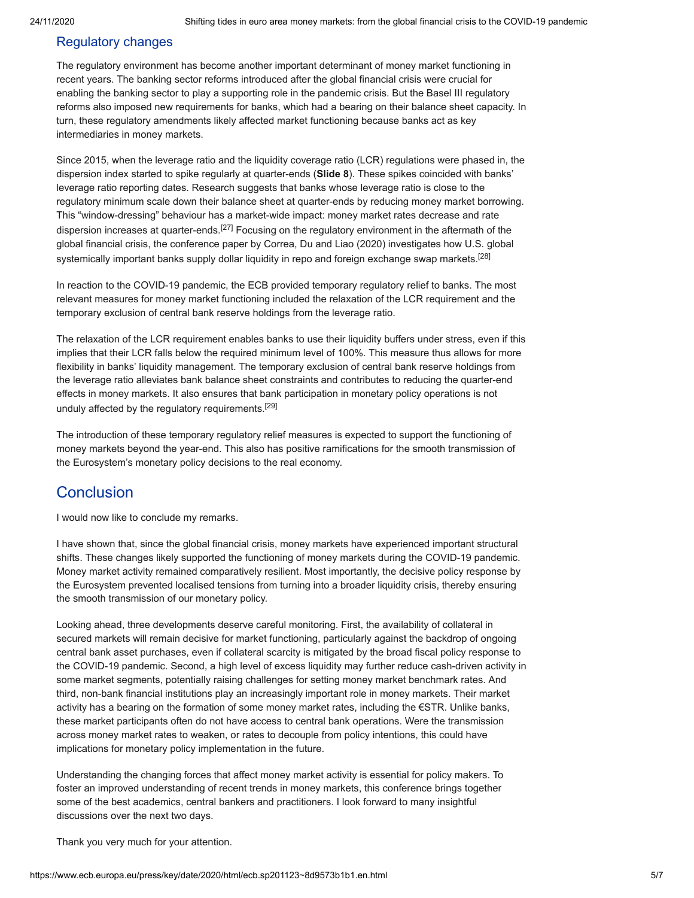## Regulatory changes

The regulatory environment has become another important determinant of money market functioning in recent years. The banking sector reforms introduced after the global financial crisis were crucial for enabling the banking sector to play a supporting role in the pandemic crisis. But the Basel III regulatory reforms also imposed new requirements for banks, which had a bearing on their balance sheet capacity. In turn, these regulatory amendments likely affected market functioning because banks act as key intermediaries in money markets.

Since 2015, when the leverage ratio and the liquidity coverage ratio (LCR) regulations were phased in, the dispersion index started to spike regularly at quarter-ends (**Slide 8**). These spikes coincided with banks' leverage ratio reporting dates. Research suggests that banks whose leverage ratio is close to the regulatory minimum scale down their balance sheet at quarter-ends by reducing money market borrowing. This "window-dressing" behaviour has a market-wide impact: money market rates decrease and rate dispersion increases at quarter-ends.[27] Focusing on the regulatory environment in the aftermath of the global financial crisis, the conference paper by Correa, Du and Liao (2020) investigates how U.S. global systemically important banks supply dollar liquidity in repo and foreign exchange swap markets.[28]

In reaction to the COVID-19 pandemic, the ECB provided temporary regulatory relief to banks. The most relevant measures for money market functioning included the relaxation of the LCR requirement and the temporary exclusion of central bank reserve holdings from the leverage ratio.

The relaxation of the LCR requirement enables banks to use their liquidity buffers under stress, even if this implies that their LCR falls below the required minimum level of 100%. This measure thus allows for more flexibility in banks' liquidity management. The temporary exclusion of central bank reserve holdings from the leverage ratio alleviates bank balance sheet constraints and contributes to reducing the quarter-end effects in money markets. It also ensures that bank participation in monetary policy operations is not unduly affected by the regulatory requirements.[29]

The introduction of these temporary regulatory relief measures is expected to support the functioning of money markets beyond the year-end. This also has positive ramifications for the smooth transmission of the Eurosystem's monetary policy decisions to the real economy.

# Conclusion

I would now like to conclude my remarks.

I have shown that, since the global financial crisis, money markets have experienced important structural shifts. These changes likely supported the functioning of money markets during the COVID-19 pandemic. Money market activity remained comparatively resilient. Most importantly, the decisive policy response by the Eurosystem prevented localised tensions from turning into a broader liquidity crisis, thereby ensuring the smooth transmission of our monetary policy.

Looking ahead, three developments deserve careful monitoring. First, the availability of collateral in secured markets will remain decisive for market functioning, particularly against the backdrop of ongoing central bank asset purchases, even if collateral scarcity is mitigated by the broad fiscal policy response to the COVID-19 pandemic. Second, a high level of excess liquidity may further reduce cash-driven activity in some market segments, potentially raising challenges for setting money market benchmark rates. And third, non-bank financial institutions play an increasingly important role in money markets. Their market activity has a bearing on the formation of some money market rates, including the €STR. Unlike banks, these market participants often do not have access to central bank operations. Were the transmission across money market rates to weaken, or rates to decouple from policy intentions, this could have implications for monetary policy implementation in the future.

Understanding the changing forces that affect money market activity is essential for policy makers. To foster an improved understanding of recent trends in money markets, this conference brings together some of the best academics, central bankers and practitioners. I look forward to many insightful discussions over the next two days.

Thank you very much for your attention.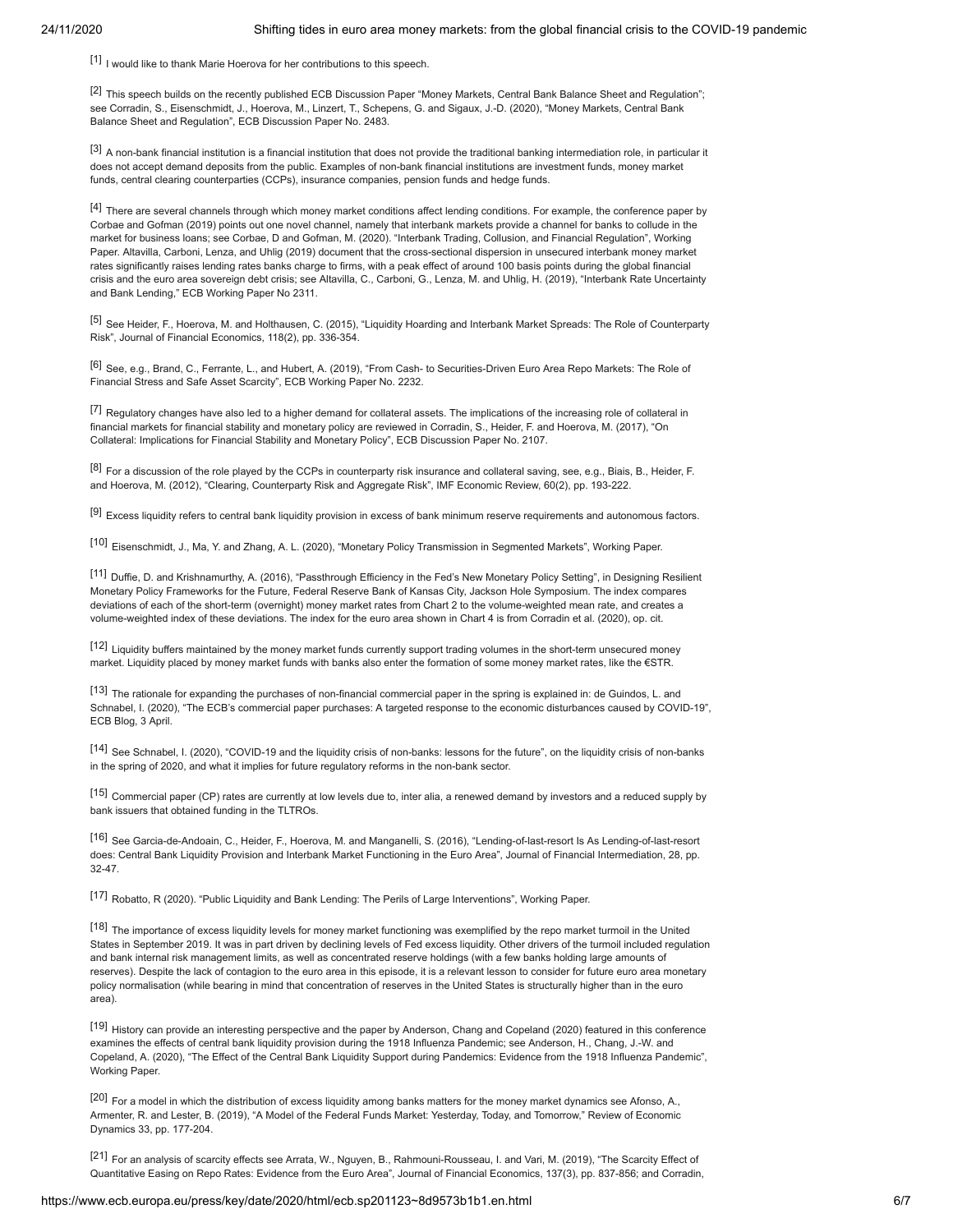[1] I would like to thank Marie Hoerova for her contributions to this speech.

[2] This speech builds on the recently published ECB Discussion Paper "Money Markets, Central Bank Balance Sheet and Regulation"; see Corradin, S., Eisenschmidt, J., Hoerova, M., Linzert, T., Schepens, G. and Sigaux, J.-D. (2020), "Money Markets, Central Bank Balance Sheet and Regulation", ECB Discussion Paper No. 2483.

[3] A non-bank financial institution is a financial institution that does not provide the traditional banking intermediation role, in particular it does not accept demand deposits from the public. Examples of non-bank financial institutions are investment funds, money market funds, central clearing counterparties (CCPs), insurance companies, pension funds and hedge funds.

[4] There are several channels through which money market conditions affect lending conditions. For example, the conference paper by Corbae and Gofman (2019) points out one novel channel, namely that interbank markets provide a channel for banks to collude in the market for business loans; see Corbae, D and Gofman, M. (2020). "Interbank Trading, Collusion, and Financial Regulation", Working Paper. Altavilla, Carboni, Lenza, and Uhlig (2019) document that the cross-sectional dispersion in unsecured interbank money market rates significantly raises lending rates banks charge to firms, with a peak effect of around 100 basis points during the global financial crisis and the euro area sovereign debt crisis; see Altavilla, C., Carboni, G., Lenza, M. and Uhlig, H. (2019), "Interbank Rate Uncertainty and Bank Lending," ECB Working Paper No 2311.

[5] See Heider, F., Hoerova, M. and Holthausen, C. (2015), "Liquidity Hoarding and Interbank Market Spreads: The Role of Counterparty Risk", Journal of Financial Economics, 118(2), pp. 336-354.

[6] See, e.g., Brand, C., Ferrante, L., and Hubert, A. (2019), "From Cash- to Securities-Driven Euro Area Repo Markets: The Role of Financial Stress and Safe Asset Scarcity", ECB Working Paper No. 2232.

[7] Regulatory changes have also led to a higher demand for collateral assets. The implications of the increasing role of collateral in financial markets for financial stability and monetary policy are reviewed in Corradin, S., Heider, F. and Hoerova, M. (2017), "On Collateral: Implications for Financial Stability and Monetary Policy", ECB Discussion Paper No. 2107.

[8] For a discussion of the role played by the CCPs in counterparty risk insurance and collateral saving, see, e.g., Biais, B., Heider, F. and Hoerova, M. (2012), "Clearing, Counterparty Risk and Aggregate Risk", IMF Economic Review, 60(2), pp. 193-222.

[9] Excess liquidity refers to central bank liquidity provision in excess of bank minimum reserve requirements and autonomous factors.

[10] Eisenschmidt, J., Ma, Y. and Zhang, A. L. (2020), "Monetary Policy Transmission in Segmented Markets", Working Paper.

[11] Duffie, D. and Krishnamurthy, A. (2016), "Passthrough Efficiency in the Fed's New Monetary Policy Setting", in Designing Resilient Monetary Policy Frameworks for the Future, Federal Reserve Bank of Kansas City, Jackson Hole Symposium. The index compares deviations of each of the short-term (overnight) money market rates from Chart 2 to the volume-weighted mean rate, and creates a volume-weighted index of these deviations. The index for the euro area shown in Chart 4 is from Corradin et al. (2020), op. cit.

[12] Liquidity buffers maintained by the money market funds currently support trading volumes in the short-term unsecured money market. Liquidity placed by money market funds with banks also enter the formation of some money market rates, like the €STR.

[13] The rationale for expanding the purchases of non-financial commercial paper in the spring is explained in: de Guindos, L. and Schnabel, I. (2020), "The ECB's commercial paper purchases: A targeted response to the economic disturbances caused by COVID-19", ECB Blog, 3 April.

[14] See Schnabel, I. (2020), "COVID-19 and the liquidity crisis of non-banks: lessons for the future", on the liquidity crisis of non-banks in the spring of 2020, and what it implies for future regulatory reforms in the non-bank sector.

[15] Commercial paper (CP) rates are currently at low levels due to, inter alia, a renewed demand by investors and a reduced supply by bank issuers that obtained funding in the TLTROs.

[16] See Garcia-de-Andoain, C., Heider, F., Hoerova, M. and Manganelli, S. (2016), "Lending-of-last-resort Is As Lending-of-last-resort does: Central Bank Liquidity Provision and Interbank Market Functioning in the Euro Area", Journal of Financial Intermediation, 28, pp. 32-47.

[17] Robatto, R (2020). "Public Liquidity and Bank Lending: The Perils of Large Interventions", Working Paper.

[18] The importance of excess liquidity levels for money market functioning was exemplified by the repo market turmoil in the United States in September 2019. It was in part driven by declining levels of Fed excess liquidity. Other drivers of the turmoil included regulation and bank internal risk management limits, as well as concentrated reserve holdings (with a few banks holding large amounts of reserves). Despite the lack of contagion to the euro area in this episode, it is a relevant lesson to consider for future euro area monetary policy normalisation (while bearing in mind that concentration of reserves in the United States is structurally higher than in the euro area).

[19] History can provide an interesting perspective and the paper by Anderson, Chang and Copeland (2020) featured in this conference examines the effects of central bank liquidity provision during the 1918 Influenza Pandemic; see Anderson, H., Chang, J.-W. and Copeland, A. (2020), "The Effect of the Central Bank Liquidity Support during Pandemics: Evidence from the 1918 Influenza Pandemic", Working Paper.

[20] For a model in which the distribution of excess liquidity among banks matters for the money market dynamics see Afonso, A., Armenter, R. and Lester, B. (2019), "A Model of the Federal Funds Market: Yesterday, Today, and Tomorrow," Review of Economic Dynamics 33, pp. 177-204.

[21] For an analysis of scarcity effects see Arrata, W., Nguyen, B., Rahmouni-Rousseau, I. and Vari, M. (2019), "The Scarcity Effect of Quantitative Easing on Repo Rates: Evidence from the Euro Area", Journal of Financial Economics, 137(3), pp. 837-856; and Corradin,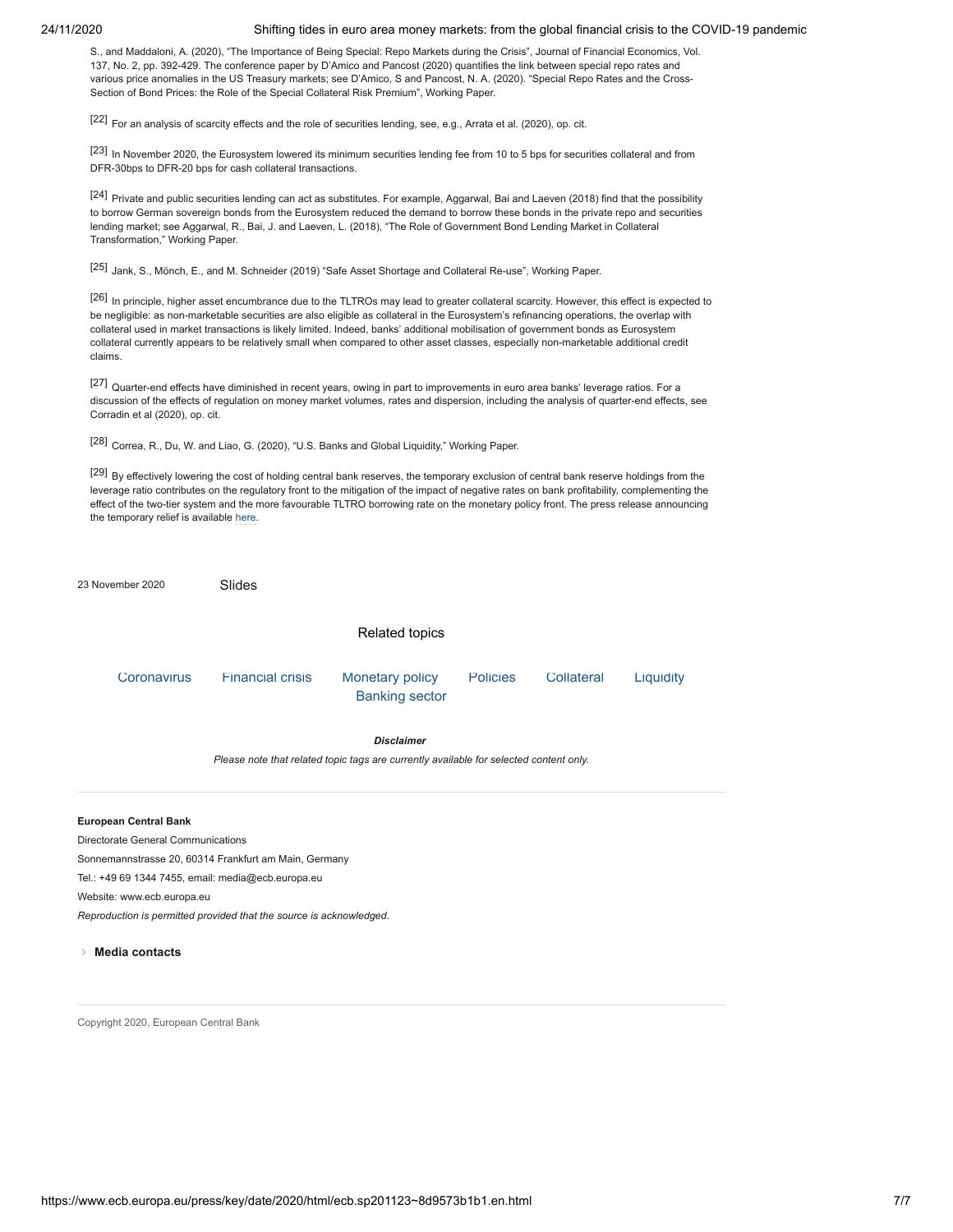S., and Maddaloni, A. (2020), "The Importance of Being Special: Repo Markets during the Crisis", Journal of Financial Economics, Vol. 137, No. 2, pp. 392-429. The conference paper by D'Amico and Pancost (2020) quantifies the link between special repo rates and various price anomalies in the US Treasury markets; see D'Amico, S and Pancost, N. A. (2020). "Special Repo Rates and the Cross-Section of Bond Prices: the Role of the Special Collateral Risk Premium", Working Paper.

[22] For an analysis of scarcity effects and the role of securities lending, see, e.g., Arrata et al. (2020), op. cit.

[23] In November 2020, the Eurosystem lowered its minimum securities lending fee from 10 to 5 bps for securities collateral and from DFR-30bps to DFR-20 bps for cash collateral transactions.

[24] Private and public securities lending can act as substitutes. For example, Aggarwal, Bai and Laeven (2018) find that the possibility to borrow German sovereign bonds from the Eurosystem reduced the demand to borrow these bonds in the private repo and securities lending market; see Aggarwal, R., Bai, J. and Laeven, L. (2018), "The Role of Government Bond Lending Market in Collateral Transformation," Working Paper.

[25] Jank, S., Mönch, E., and M. Schneider (2019) "Safe Asset Shortage and Collateral Re-use", Working Paper.

[26] In principle, higher asset encumbrance due to the TLTROs may lead to greater collateral scarcity. However, this effect is expected to be negligible: as non-marketable securities are also eligible as collateral in the Eurosystem's refinancing operations, the overlap with collateral used in market transactions is likely limited. Indeed, banks' additional mobilisation of government bonds as Eurosystem collateral currently appears to be relatively small when compared to other asset classes, especially non-marketable additional credit claims.

[27] Quarter-end effects have diminished in recent years, owing in part to improvements in euro area banks' leverage ratios. For a discussion of the effects of regulation on money market volumes, rates and dispersion, including the analysis of quarter-end effects, see Corradin et al (2020), op. cit.

[28] Correa, R., Du, W. and Liao, G. (2020), "U.S. Banks and Global Liquidity," Working Paper.

[29] By effectively lowering the cost of holding central bank reserves, the temporary exclusion of central bank reserve holdings from the leverage ratio contributes on the regulatory front to the mitigation of the impact of negative rates on bank profitability, complementing the effect of the two-tier system and the more favourable TLTRO borrowing rate on the monetary policy front. The press release announcing the temporary relief is available here.

23 November 2020 Slides

Related topics

Coronavirus | Financial crisis | Monetary policy | Policies | Collateral | Liquidity | Banking sector

***Disclaimer***

*Please note that related topic tags are currently available for selected content only.*

**European Central Bank**

Directorate General Communications

Sonnemannstrasse 20, 60314 Frankfurt am Main, Germany

Tel.: +49 69 1344 7455, email: media@ecb.europa.eu

Website: www.ecb.europa.eu

*Reproduction is permitted provided that the source is acknowledged.*

**Media contacts**

Copyright 2020, European Central Bank